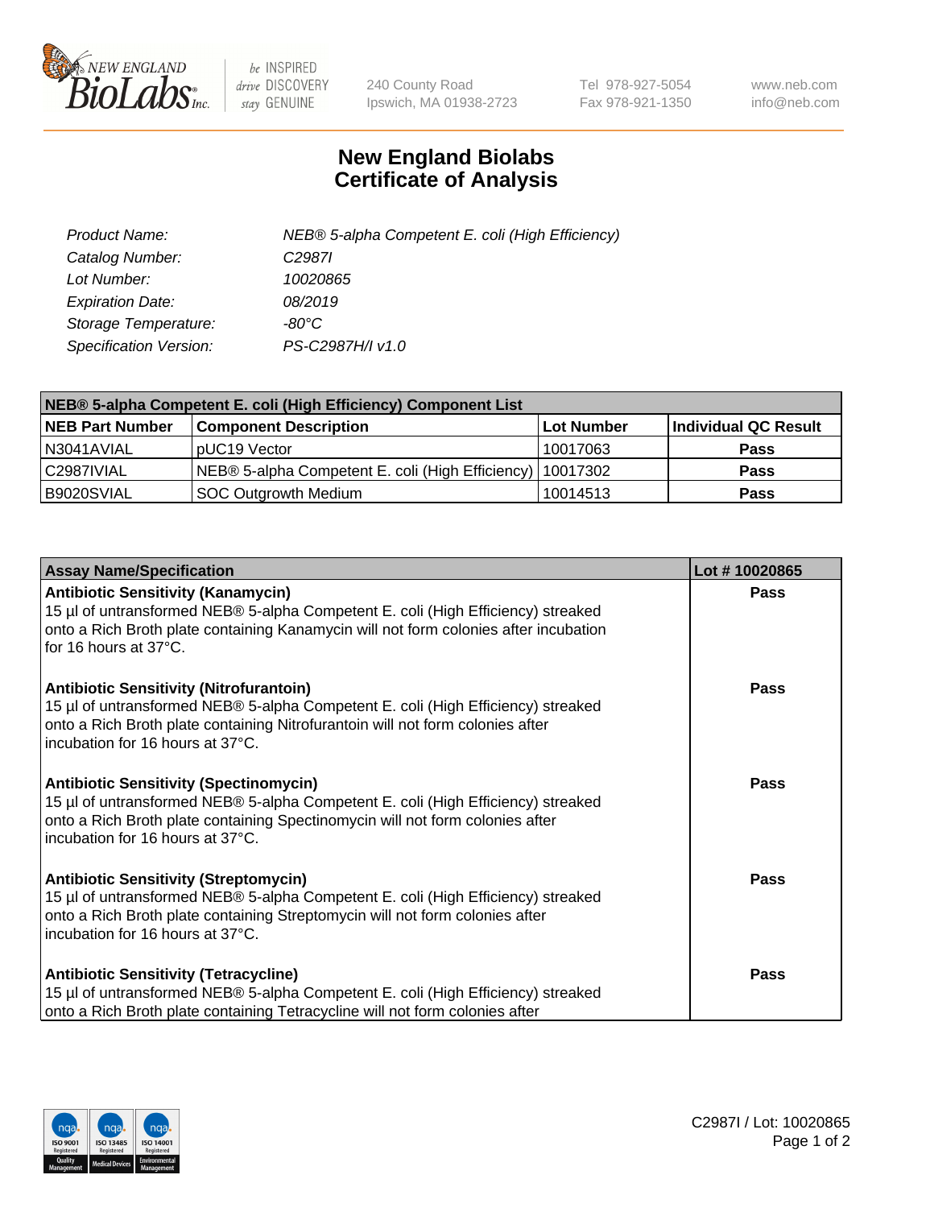# New England Biolabs Certificate of Analysis

| | |
|---|---|
| *Product Name:* | *NEB® 5-alpha Competent E. coli (High Efficiency)* |
| *Catalog Number:* | *C2987I* |
| *Lot Number:* | *10020865* |
| *Expiration Date:* | *08/2019* |
| *Storage Temperature:* | *-80°C* |
| *Specification Version:* | *PS-C2987H/I v1.0* |

| NEB® 5-alpha Competent E. coli (High Efficiency) Component List | | | |
|---|---|---|---|
| **NEB Part Number** | **Component Description** | **Lot Number** | **Individual QC Result** |
| N3041AVIAL | pUC19 Vector | 10017063 | **Pass** |
| C2987IVIAL | NEB® 5-alpha Competent E. coli (High Efficiency) | 10017302 | **Pass** |
| B9020SVIAL | SOC Outgrowth Medium | 10014513 | **Pass** |

| Assay Name/Specification | Lot # 10020865 |
|---|---|
| **Antibiotic Sensitivity (Kanamycin)**<br>15 µl of untransformed NEB® 5-alpha Competent E. coli (High Efficiency) streaked onto a Rich Broth plate containing Kanamycin will not form colonies after incubation for 16 hours at 37°C. | **Pass** |
| **Antibiotic Sensitivity (Nitrofurantoin)**<br>15 µl of untransformed NEB® 5-alpha Competent E. coli (High Efficiency) streaked onto a Rich Broth plate containing Nitrofurantoin will not form colonies after incubation for 16 hours at 37°C. | **Pass** |
| **Antibiotic Sensitivity (Spectinomycin)**<br>15 µl of untransformed NEB® 5-alpha Competent E. coli (High Efficiency) streaked onto a Rich Broth plate containing Spectinomycin will not form colonies after incubation for 16 hours at 37°C. | **Pass** |
| **Antibiotic Sensitivity (Streptomycin)**<br>15 µl of untransformed NEB® 5-alpha Competent E. coli (High Efficiency) streaked onto a Rich Broth plate containing Streptomycin will not form colonies after incubation for 16 hours at 37°C. | **Pass** |
| **Antibiotic Sensitivity (Tetracycline)**<br>15 µl of untransformed NEB® 5-alpha Competent E. coli (High Efficiency) streaked onto a Rich Broth plate containing Tetracycline will not form colonies after | **Pass** |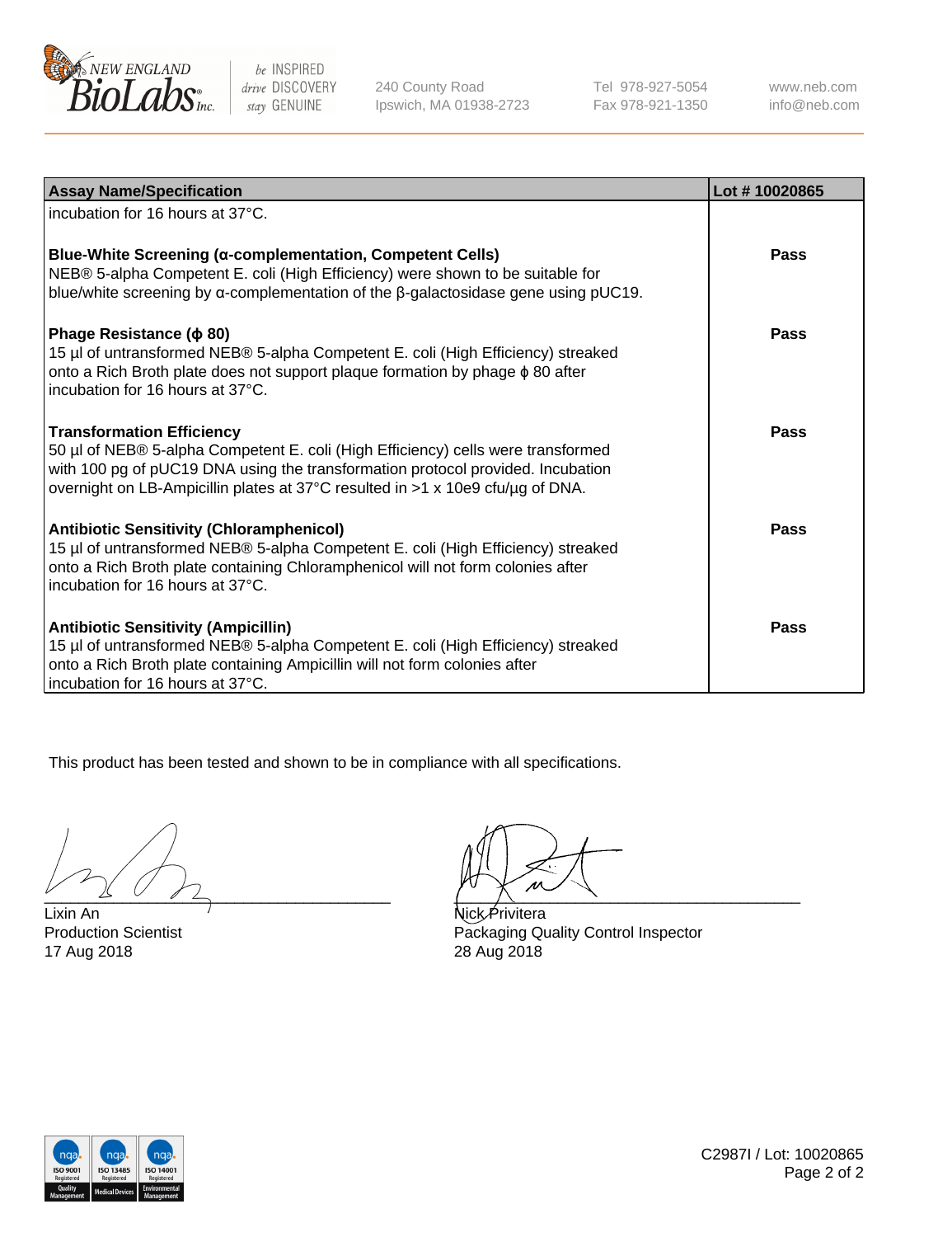| Assay Name/Specification | Lot # 10020865 |
|---|---|
| incubation for 16 hours at 37°C. | |
| **Blue-White Screening (α-complementation, Competent Cells)**<br>NEB® 5-alpha Competent E. coli (High Efficiency) were shown to be suitable for blue/white screening by α-complementation of the β-galactosidase gene using pUC19. | **Pass** |
| **Phage Resistance (ϕ 80)**<br>15 µl of untransformed NEB® 5-alpha Competent E. coli (High Efficiency) streaked onto a Rich Broth plate does not support plaque formation by phage ϕ 80 after incubation for 16 hours at 37°C. | **Pass** |
| **Transformation Efficiency**<br>50 µl of NEB® 5-alpha Competent E. coli (High Efficiency) cells were transformed with 100 pg of pUC19 DNA using the transformation protocol provided. Incubation overnight on LB-Ampicillin plates at 37°C resulted in >1 x 10e9 cfu/µg of DNA. | **Pass** |
| **Antibiotic Sensitivity (Chloramphenicol)**<br>15 µl of untransformed NEB® 5-alpha Competent E. coli (High Efficiency) streaked onto a Rich Broth plate containing Chloramphenicol will not form colonies after incubation for 16 hours at 37°C. | **Pass** |
| **Antibiotic Sensitivity (Ampicillin)**<br>15 µl of untransformed NEB® 5-alpha Competent E. coli (High Efficiency) streaked onto a Rich Broth plate containing Ampicillin will not form colonies after incubation for 16 hours at 37°C. | **Pass** |

This product has been tested and shown to be in compliance with all specifications.

Lixin An
Production Scientist
17 Aug 2018

Nick Privitera
Packaging Quality Control Inspector
28 Aug 2018

C2987I / Lot: 10020865